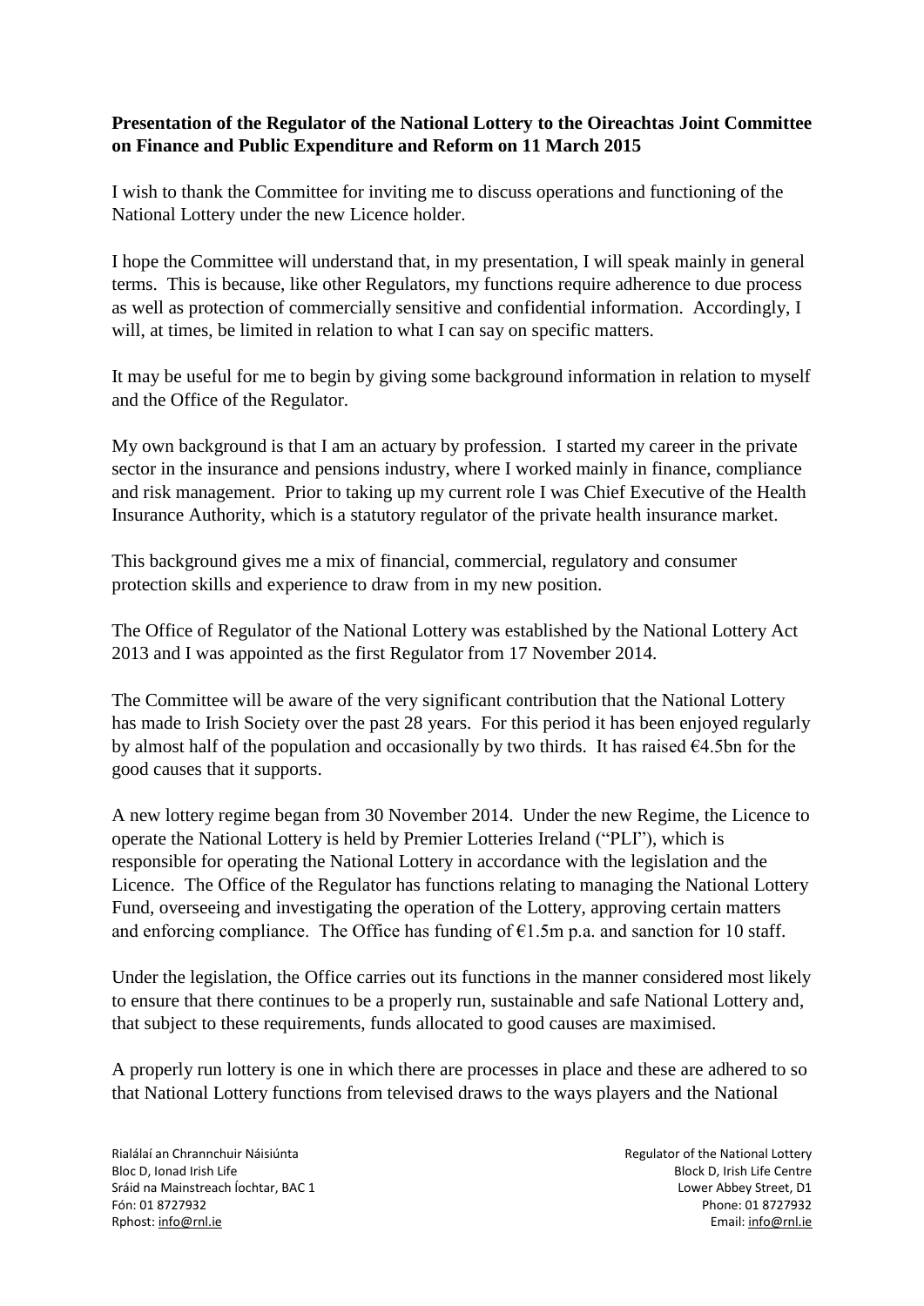**Presentation of the Regulator of the National Lottery to the Oireachtas Joint Committee on Finance and Public Expenditure and Reform on 11 March 2015**

I wish to thank the Committee for inviting me to discuss operations and functioning of the National Lottery under the new Licence holder.

I hope the Committee will understand that, in my presentation, I will speak mainly in general terms. This is because, like other Regulators, my functions require adherence to due process as well as protection of commercially sensitive and confidential information. Accordingly, I will, at times, be limited in relation to what I can say on specific matters.

It may be useful for me to begin by giving some background information in relation to myself and the Office of the Regulator.

My own background is that I am an actuary by profession. I started my career in the private sector in the insurance and pensions industry, where I worked mainly in finance, compliance and risk management. Prior to taking up my current role I was Chief Executive of the Health Insurance Authority, which is a statutory regulator of the private health insurance market.

This background gives me a mix of financial, commercial, regulatory and consumer protection skills and experience to draw from in my new position.

The Office of Regulator of the National Lottery was established by the National Lottery Act 2013 and I was appointed as the first Regulator from 17 November 2014.

The Committee will be aware of the very significant contribution that the National Lottery has made to Irish Society over the past 28 years. For this period it has been enjoyed regularly by almost half of the population and occasionally by two thirds. It has raised €4.5bn for the good causes that it supports.

A new lottery regime began from 30 November 2014. Under the new Regime, the Licence to operate the National Lottery is held by Premier Lotteries Ireland ("PLI"), which is responsible for operating the National Lottery in accordance with the legislation and the Licence. The Office of the Regulator has functions relating to managing the National Lottery Fund, overseeing and investigating the operation of the Lottery, approving certain matters and enforcing compliance. The Office has funding of €1.5m p.a. and sanction for 10 staff.

Under the legislation, the Office carries out its functions in the manner considered most likely to ensure that there continues to be a properly run, sustainable and safe National Lottery and, that subject to these requirements, funds allocated to good causes are maximised.

A properly run lottery is one in which there are processes in place and these are adhered to so that National Lottery functions from televised draws to the ways players and the National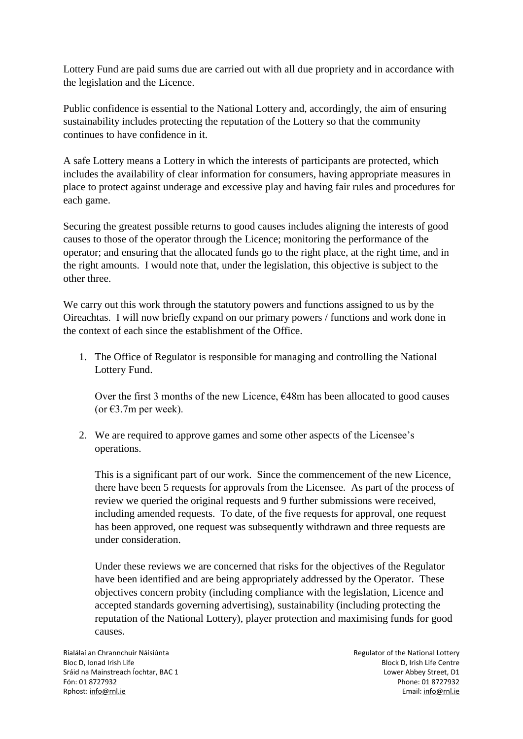Lottery Fund are paid sums due are carried out with all due propriety and in accordance with the legislation and the Licence.

Public confidence is essential to the National Lottery and, accordingly, the aim of ensuring sustainability includes protecting the reputation of the Lottery so that the community continues to have confidence in it.

A safe Lottery means a Lottery in which the interests of participants are protected, which includes the availability of clear information for consumers, having appropriate measures in place to protect against underage and excessive play and having fair rules and procedures for each game.

Securing the greatest possible returns to good causes includes aligning the interests of good causes to those of the operator through the Licence; monitoring the performance of the operator; and ensuring that the allocated funds go to the right place, at the right time, and in the right amounts. I would note that, under the legislation, this objective is subject to the other three.

We carry out this work through the statutory powers and functions assigned to us by the Oireachtas. I will now briefly expand on our primary powers / functions and work done in the context of each since the establishment of the Office.

1. The Office of Regulator is responsible for managing and controlling the National Lottery Fund.

   Over the first 3 months of the new Licence, €48m has been allocated to good causes (or €3.7m per week).

2. We are required to approve games and some other aspects of the Licensee's operations.

   This is a significant part of our work. Since the commencement of the new Licence, there have been 5 requests for approvals from the Licensee. As part of the process of review we queried the original requests and 9 further submissions were received, including amended requests. To date, of the five requests for approval, one request has been approved, one request was subsequently withdrawn and three requests are under consideration.

   Under these reviews we are concerned that risks for the objectives of the Regulator have been identified and are being appropriately addressed by the Operator. These objectives concern probity (including compliance with the legislation, Licence and accepted standards governing advertising), sustainability (including protecting the reputation of the National Lottery), player protection and maximising funds for good causes.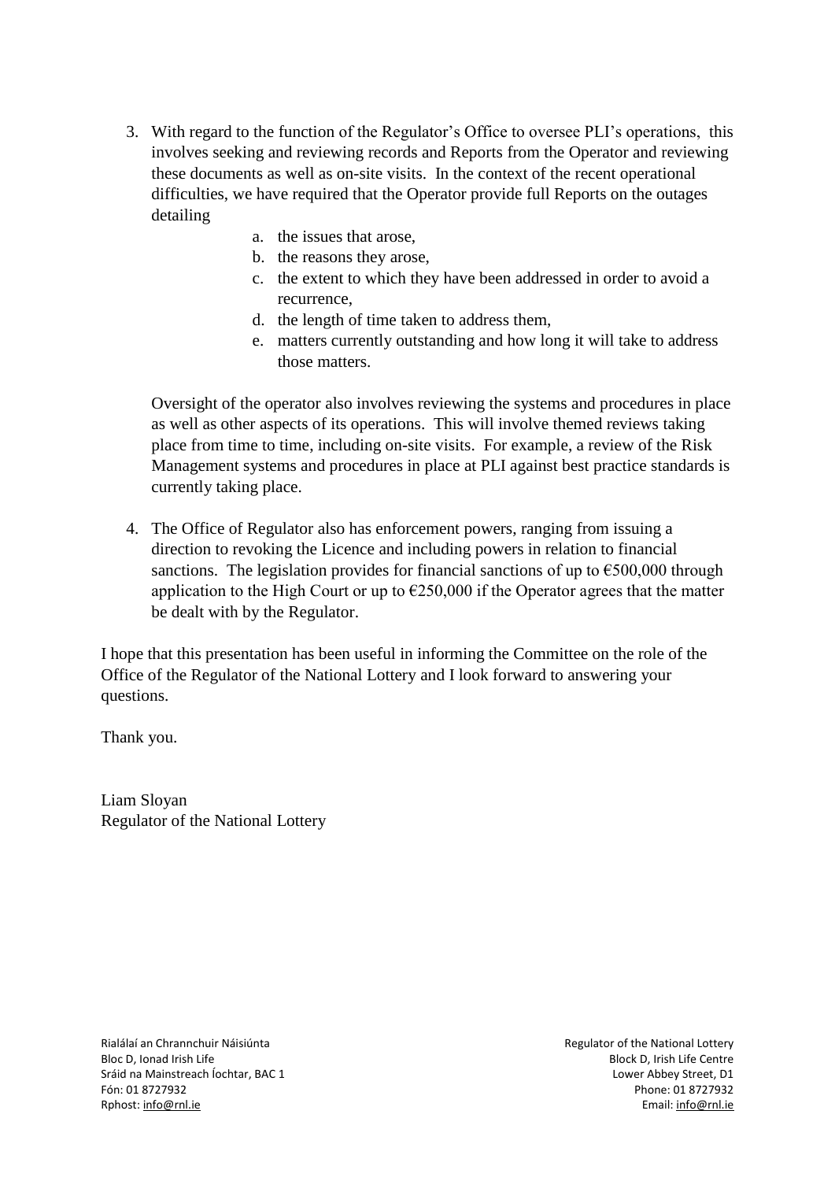3. With regard to the function of the Regulator's Office to oversee PLI's operations, this involves seeking and reviewing records and Reports from the Operator and reviewing these documents as well as on-site visits. In the context of the recent operational difficulties, we have required that the Operator provide full Reports on the outages detailing
    a. the issues that arose,
    b. the reasons they arose,
    c. the extent to which they have been addressed in order to avoid a recurrence,
    d. the length of time taken to address them,
    e. matters currently outstanding and how long it will take to address those matters.

    Oversight of the operator also involves reviewing the systems and procedures in place as well as other aspects of its operations. This will involve themed reviews taking place from time to time, including on-site visits. For example, a review of the Risk Management systems and procedures in place at PLI against best practice standards is currently taking place.

4. The Office of Regulator also has enforcement powers, ranging from issuing a direction to revoking the Licence and including powers in relation to financial sanctions. The legislation provides for financial sanctions of up to €500,000 through application to the High Court or up to €250,000 if the Operator agrees that the matter be dealt with by the Regulator.

I hope that this presentation has been useful in informing the Committee on the role of the Office of the Regulator of the National Lottery and I look forward to answering your questions.

Thank you.

Liam Sloyan
Regulator of the National Lottery

Rialálaí an Chrannchuir Náisiúnta
Bloc D, Ionad Irish Life
Sráid na Mainstreach Íochtar, BAC 1
Fón: 01 8727932
Rphost: info@rnl.ie

Regulator of the National Lottery
Block D, Irish Life Centre
Lower Abbey Street, D1
Phone: 01 8727932
Email: info@rnl.ie